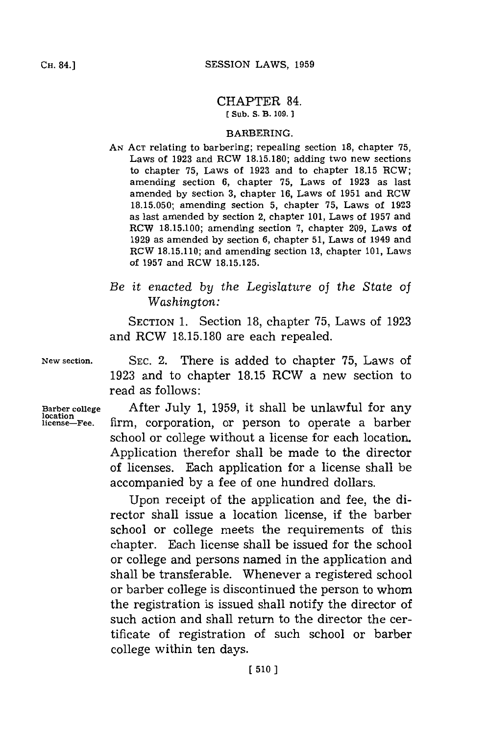# CHAPTER 84.

[ Sub. S. B. 109. ]

## BARBERING.

AN ACT relating to barbering; repealing section 18, chapter 75, Laws of 1923 and RCW 18.15.180; adding two new sections to chapter 75, Laws of 1923 and to chapter 18.15 RCW; amending section 6, chapter 75, Laws of 1923 as last amended by section 3, chapter 16, Laws of 1951 and RCW 18.15.050; amending section 5, chapter 75, Laws of 1923 as last amended by section 2, chapter 101, Laws of 1957 and RCW 18.15.100; amending section 7, chapter 209, Laws of 1929 as amended by section 6, chapter 51, Laws of 1949 and RCW 18.15.110; and amending section 13, chapter 101, Laws of 1957 and RCW 18.15.125.

*Be it enacted by the Legislature of the State of Washington:*

SECTION 1. Section 18, chapter 75, Laws of 1923 and RCW 18.15.180 are each repealed.

New section.

SEC. 2. There is added to chapter 75, Laws of 1923 and to chapter 18.15 RCW a new section to read as follows:

Barber college location license—Fee.

After July 1, 1959, it shall be unlawful for any firm, corporation, or person to operate a barber school or college without a license for each location. Application therefor shall be made to the director of licenses. Each application for a license shall be accompanied by a fee of one hundred dollars.

Upon receipt of the application and fee, the director shall issue a location license, if the barber school or college meets the requirements of this chapter. Each license shall be issued for the school or college and persons named in the application and shall be transferable. Whenever a registered school or barber college is discontinued the person to whom the registration is issued shall notify the director of such action and shall return to the director the certificate of registration of such school or barber college within ten days.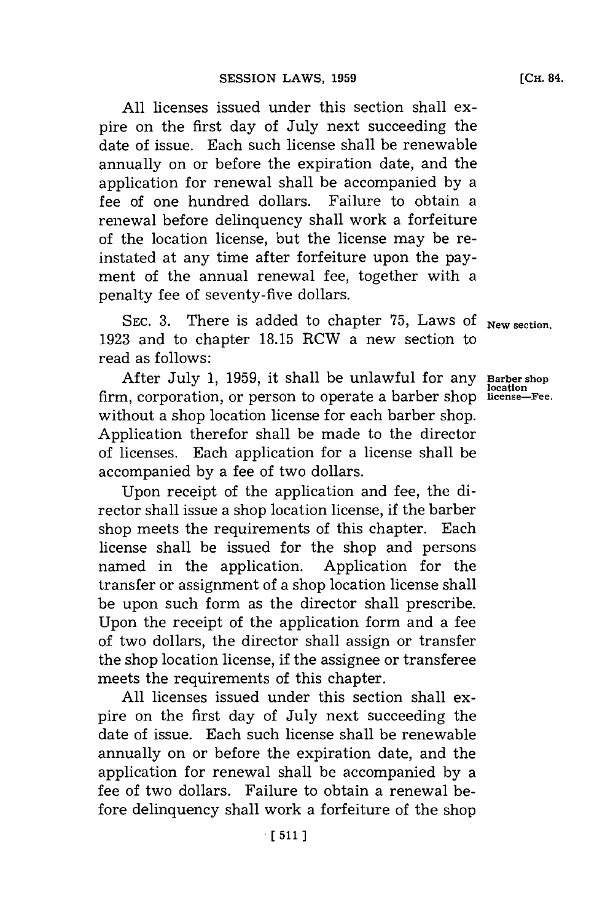All licenses issued under this section shall expire on the first day of July next succeeding the date of issue. Each such license shall be renewable annually on or before the expiration date, and the application for renewal shall be accompanied by a fee of one hundred dollars. Failure to obtain a renewal before delinquency shall work a forfeiture of the location license, but the license may be reinstated at any time after forfeiture upon the payment of the annual renewal fee, together with a penalty fee of seventy-five dollars.

SEC. 3. There is added to chapter 75, Laws of 1923 and to chapter 18.15 RCW a new section to read as follows:

New section.

Barber shop location license—Fee.

After July 1, 1959, it shall be unlawful for any firm, corporation, or person to operate a barber shop without a shop location license for each barber shop. Application therefor shall be made to the director of licenses. Each application for a license shall be accompanied by a fee of two dollars.

Upon receipt of the application and fee, the director shall issue a shop location license, if the barber shop meets the requirements of this chapter. Each license shall be issued for the shop and persons named in the application. Application for the transfer or assignment of a shop location license shall be upon such form as the director shall prescribe. Upon the receipt of the application form and a fee of two dollars, the director shall assign or transfer the shop location license, if the assignee or transferee meets the requirements of this chapter.

All licenses issued under this section shall expire on the first day of July next succeeding the date of issue. Each such license shall be renewable annually on or before the expiration date, and the application for renewal shall be accompanied by a fee of two dollars. Failure to obtain a renewal before delinquency shall work a forfeiture of the shop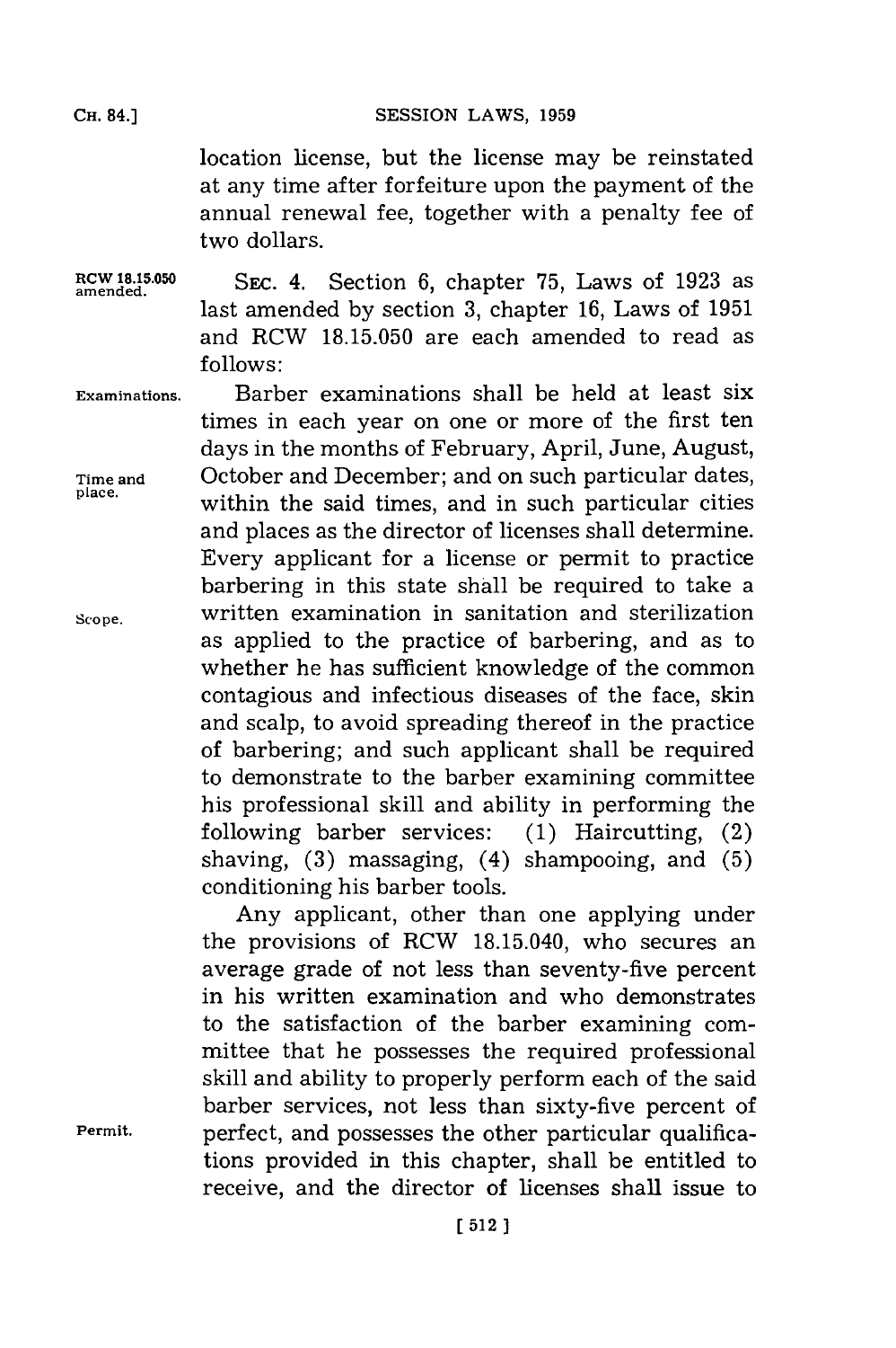location license, but the license may be reinstated at any time after forfeiture upon the payment of the annual renewal fee, together with a penalty fee of two dollars.

RCW 18.15.050 amended.

SEC. 4. Section 6, chapter 75, Laws of 1923 as last amended by section 3, chapter 16, Laws of 1951 and RCW 18.15.050 are each amended to read as follows:

Examinations.

Barber examinations shall be held at least six times in each year on one or more of the first ten days in the months of February, April, June, August,

Time and place.

October and December; and on such particular dates, within the said times, and in such particular cities and places as the director of licenses shall determine. Every applicant for a license or permit to practice barbering in this state shall be required to take a

Scope.

written examination in sanitation and sterilization as applied to the practice of barbering, and as to whether he has sufficient knowledge of the common contagious and infectious diseases of the face, skin and scalp, to avoid spreading thereof in the practice of barbering; and such applicant shall be required to demonstrate to the barber examining committee his professional skill and ability in performing the following barber services: (1) Haircutting, (2) shaving, (3) massaging, (4) shampooing, and (5) conditioning his barber tools.

Any applicant, other than one applying under the provisions of RCW 18.15.040, who secures an average grade of not less than seventy-five percent in his written examination and who demonstrates to the satisfaction of the barber examining committee that he possesses the required professional skill and ability to properly perform each of the said barber services, not less than sixty-five percent of

Permit.

perfect, and possesses the other particular qualifications provided in this chapter, shall be entitled to receive, and the director of licenses shall issue to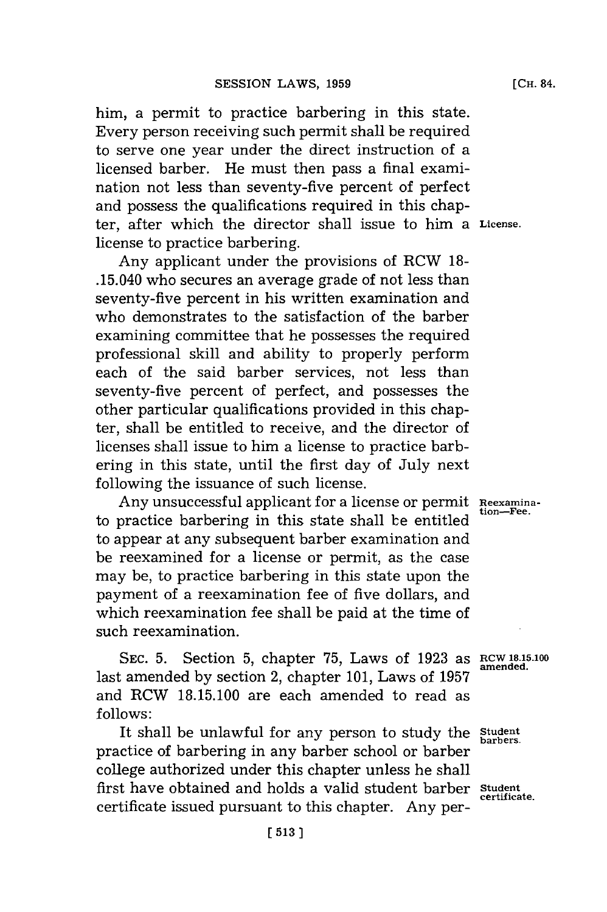him, a permit to practice barbering in this state. Every person receiving such permit shall be required to serve one year under the direct instruction of a licensed barber. He must then pass a final examination not less than seventy-five percent of perfect and possess the qualifications required in this chapter, after which the director shall issue to him a license to practice barbering.

License.

Any applicant under the provisions of RCW 18-.15.040 who secures an average grade of not less than seventy-five percent in his written examination and who demonstrates to the satisfaction of the barber examining committee that he possesses the required professional skill and ability to properly perform each of the said barber services, not less than seventy-five percent of perfect, and possesses the other particular qualifications provided in this chapter, shall be entitled to receive, and the director of licenses shall issue to him a license to practice barbering in this state, until the first day of July next following the issuance of such license.

Reexamination—Fee.

Any unsuccessful applicant for a license or permit to practice barbering in this state shall be entitled to appear at any subsequent barber examination and be reexamined for a license or permit, as the case may be, to practice barbering in this state upon the payment of a reexamination fee of five dollars, and which reexamination fee shall be paid at the time of such reexamination.

RCW 18.15.100 amended.

SEC. 5. Section 5, chapter 75, Laws of 1923 as last amended by section 2, chapter 101, Laws of 1957 and RCW 18.15.100 are each amended to read as follows:

Student barbers.

Student certificate.

It shall be unlawful for any person to study the practice of barbering in any barber school or barber college authorized under this chapter unless he shall first have obtained and holds a valid student barber certificate issued pursuant to this chapter. Any per-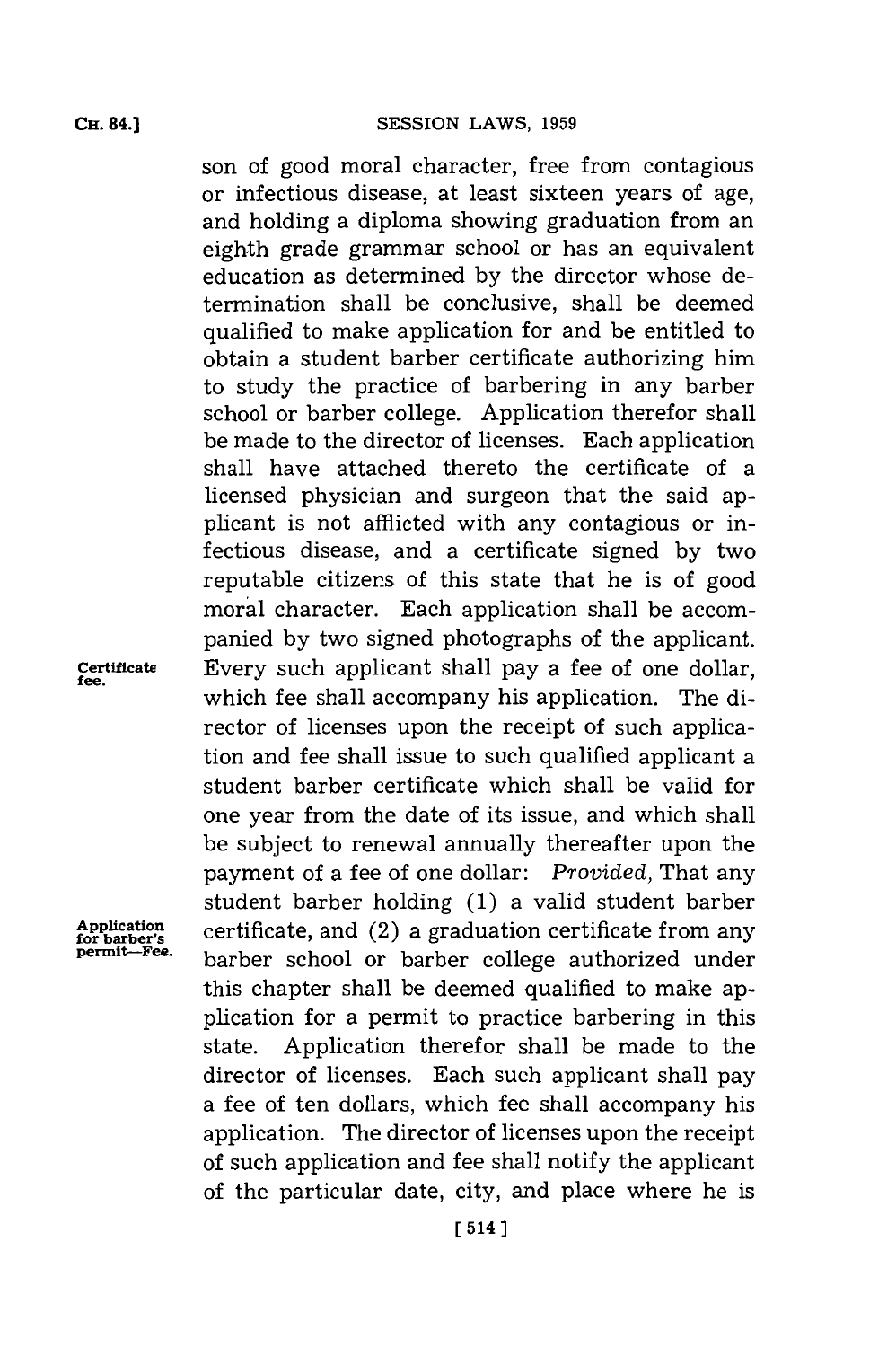son of good moral character, free from contagious or infectious disease, at least sixteen years of age, and holding a diploma showing graduation from an eighth grade grammar school or has an equivalent education as determined by the director whose determination shall be conclusive, shall be deemed qualified to make application for and be entitled to obtain a student barber certificate authorizing him to study the practice of barbering in any barber school or barber college. Application therefor shall be made to the director of licenses. Each application shall have attached thereto the certificate of a licensed physician and surgeon that the said applicant is not afflicted with any contagious or infectious disease, and a certificate signed by two reputable citizens of this state that he is of good moral character. Each application shall be accompanied by two signed photographs of the applicant.

**Certificate fee.**

Every such applicant shall pay a fee of one dollar, which fee shall accompany his application. The director of licenses upon the receipt of such application and fee shall issue to such qualified applicant a student barber certificate which shall be valid for one year from the date of its issue, and which shall be subject to renewal annually thereafter upon the payment of a fee of one dollar: *Provided,* That any student barber holding (1) a valid student barber certificate, and (2) a graduation certificate from any barber school or barber college authorized under this chapter shall be deemed qualified to make application for a permit to practice barbering in this state.

**Application for barber's permit—Fee.**

Application therefor shall be made to the director of licenses. Each such applicant shall pay a fee of ten dollars, which fee shall accompany his application. The director of licenses upon the receipt of such application and fee shall notify the applicant of the particular date, city, and place where he is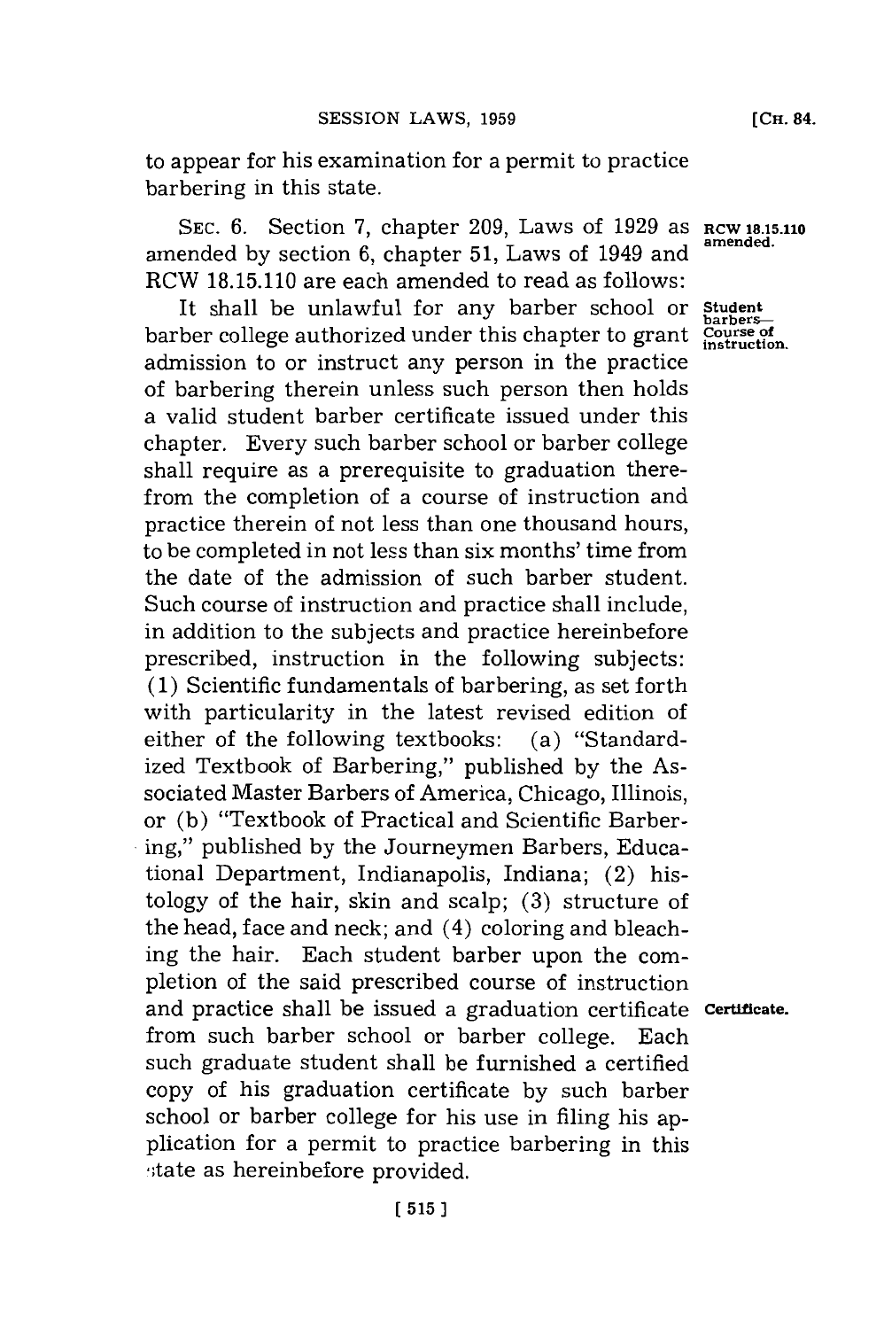to appear for his examination for a permit to practice barbering in this state.

SEC. 6. Section 7, chapter 209, Laws of 1929 as amended by section 6, chapter 51, Laws of 1949 and RCW 18.15.110 are each amended to read as follows:

**RCW 18.15.110 amended.**

It shall be unlawful for any barber school or barber college authorized under this chapter to grant admission to or instruct any person in the practice of barbering therein unless such person then holds a valid student barber certificate issued under this chapter. Every such barber school or barber college shall require as a prerequisite to graduation therefrom the completion of a course of instruction and practice therein of not less than one thousand hours, to be completed in not less than six months' time from the date of the admission of such barber student. Such course of instruction and practice shall include, in addition to the subjects and practice hereinbefore prescribed, instruction in the following subjects: (1) Scientific fundamentals of barbering, as set forth with particularity in the latest revised edition of either of the following textbooks: (a) "Standardized Textbook of Barbering," published by the Associated Master Barbers of America, Chicago, Illinois, or (b) "Textbook of Practical and Scientific Barbering," published by the Journeymen Barbers, Educational Department, Indianapolis, Indiana; (2) histology of the hair, skin and scalp; (3) structure of the head, face and neck; and (4) coloring and bleaching the hair. Each student barber upon the completion of the said prescribed course of instruction and practice shall be issued a graduation certificate from such barber school or barber college. Each such graduate student shall be furnished a certified copy of his graduation certificate by such barber school or barber college for his use in filing his application for a permit to practice barbering in this state as hereinbefore provided.

**Student barbers—Course of instruction.**

**Certificate.**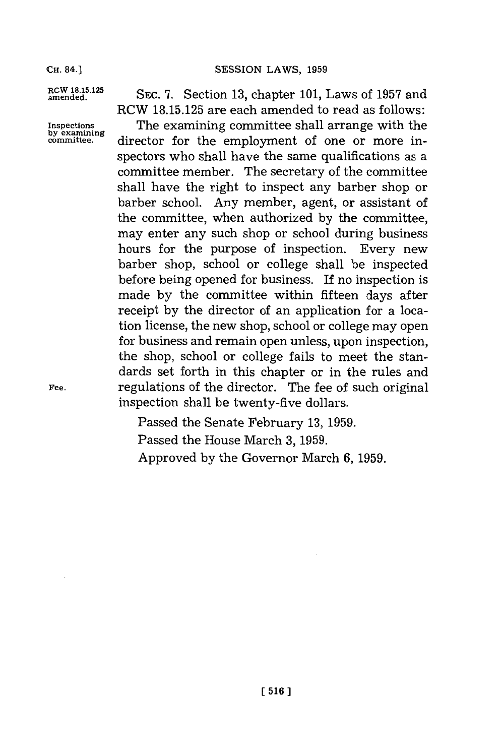RCW 18.15.125 amended.

SEC. 7. Section 13, chapter 101, Laws of 1957 and RCW 18.15.125 are each amended to read as follows:

Inspections by examining committee.

The examining committee shall arrange with the director for the employment of one or more inspectors who shall have the same qualifications as a committee member. The secretary of the committee shall have the right to inspect any barber shop or barber school. Any member, agent, or assistant of the committee, when authorized by the committee, may enter any such shop or school during business hours for the purpose of inspection. Every new barber shop, school or college shall be inspected before being opened for business. If no inspection is made by the committee within fifteen days after receipt by the director of an application for a location license, the new shop, school or college may open for business and remain open unless, upon inspection, the shop, school or college fails to meet the standards set forth in this chapter or in the rules and regulations of the director. The fee of such original inspection shall be twenty-five dollars.

Fee.

Passed the Senate February 13, 1959.

Passed the House March 3, 1959.

Approved by the Governor March 6, 1959.